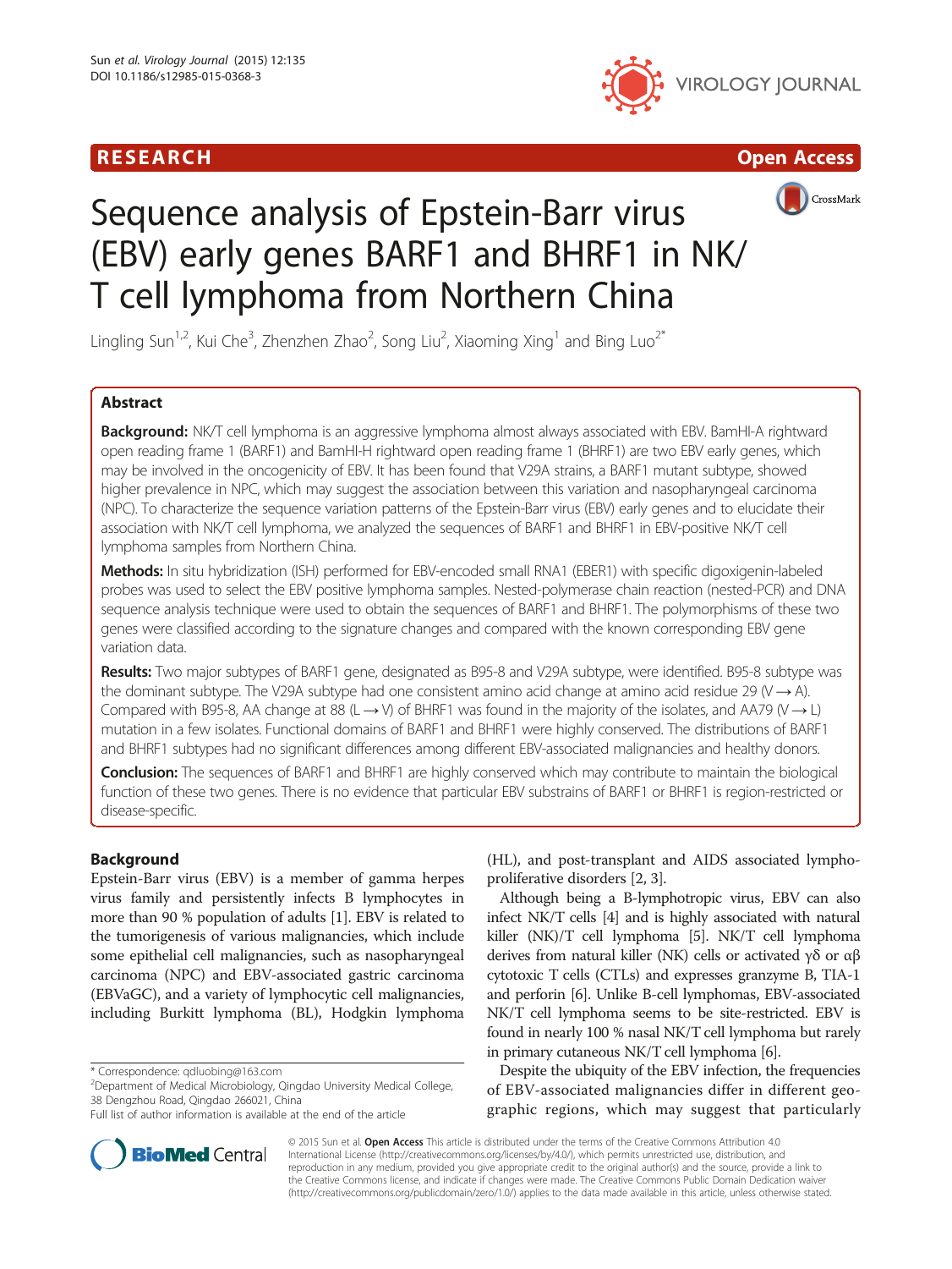RESEARCH Open Access

# Sequence analysis of Epstein-Barr virus (EBV) early genes BARF1 and BHRF1 in NK/T cell lymphoma from Northern China

Lingling Sun[1,2], Kui Che[3], Zhenzhen Zhao[2], Song Liu[2], Xiaoming Xing[1] and Bing Luo[2*]

## Abstract

**Background:** NK/T cell lymphoma is an aggressive lymphoma almost always associated with EBV. BamHI-A rightward open reading frame 1 (BARF1) and BamHI-H rightward open reading frame 1 (BHRF1) are two EBV early genes, which may be involved in the oncogenicity of EBV. It has been found that V29A strains, a BARF1 mutant subtype, showed higher prevalence in NPC, which may suggest the association between this variation and nasopharyngeal carcinoma (NPC). To characterize the sequence variation patterns of the Epstein-Barr virus (EBV) early genes and to elucidate their association with NK/T cell lymphoma, we analyzed the sequences of BARF1 and BHRF1 in EBV-positive NK/T cell lymphoma samples from Northern China.

**Methods:** In situ hybridization (ISH) performed for EBV-encoded small RNA1 (EBER1) with specific digoxigenin-labeled probes was used to select the EBV positive lymphoma samples. Nested-polymerase chain reaction (nested-PCR) and DNA sequence analysis technique were used to obtain the sequences of BARF1 and BHRF1. The polymorphisms of these two genes were classified according to the signature changes and compared with the known corresponding EBV gene variation data.

**Results:** Two major subtypes of BARF1 gene, designated as B95-8 and V29A subtype, were identified. B95-8 subtype was the dominant subtype. The V29A subtype had one consistent amino acid change at amino acid residue 29 (V → A). Compared with B95-8, AA change at 88 (L → V) of BHRF1 was found in the majority of the isolates, and AA79 (V → L) mutation in a few isolates. Functional domains of BARF1 and BHRF1 were highly conserved. The distributions of BARF1 and BHRF1 subtypes had no significant differences among different EBV-associated malignancies and healthy donors.

**Conclusion:** The sequences of BARF1 and BHRF1 are highly conserved which may contribute to maintain the biological function of these two genes. There is no evidence that particular EBV substrains of BARF1 or BHRF1 is region-restricted or disease-specific.

## Background

Epstein-Barr virus (EBV) is a member of gamma herpes virus family and persistently infects B lymphocytes in more than 90 % population of adults [1]. EBV is related to the tumorigenesis of various malignancies, which include some epithelial cell malignancies, such as nasopharyngeal carcinoma (NPC) and EBV-associated gastric carcinoma (EBVaGC), and a variety of lymphocytic cell malignancies, including Burkitt lymphoma (BL), Hodgkin lymphoma (HL), and post-transplant and AIDS associated lymphoproliferative disorders [2, 3].

Although being a B-lymphotropic virus, EBV can also infect NK/T cells [4] and is highly associated with natural killer (NK)/T cell lymphoma [5]. NK/T cell lymphoma derives from natural killer (NK) cells or activated γδ or αβ cytotoxic T cells (CTLs) and expresses granzyme B, TIA-1 and perforin [6]. Unlike B-cell lymphomas, EBV-associated NK/T cell lymphoma seems to be site-restricted. EBV is found in nearly 100 % nasal NK/T cell lymphoma but rarely in primary cutaneous NK/T cell lymphoma [6].

Despite the ubiquity of the EBV infection, the frequencies of EBV-associated malignancies differ in different geographic regions, which may suggest that particularly

\* Correspondence: qdluobing@163.com
[2]Department of Medical Microbiology, Qingdao University Medical College, 38 Dengzhou Road, Qingdao 266021, China
Full list of author information is available at the end of the article

© 2015 Sun et al. **Open Access** This article is distributed under the terms of the Creative Commons Attribution 4.0 International License (http://creativecommons.org/licenses/by/4.0/), which permits unrestricted use, distribution, and reproduction in any medium, provided you give appropriate credit to the original author(s) and the source, provide a link to the Creative Commons license, and indicate if changes were made. The Creative Commons Public Domain Dedication waiver (http://creativecommons.org/publicdomain/zero/1.0/) applies to the data made available in this article, unless otherwise stated.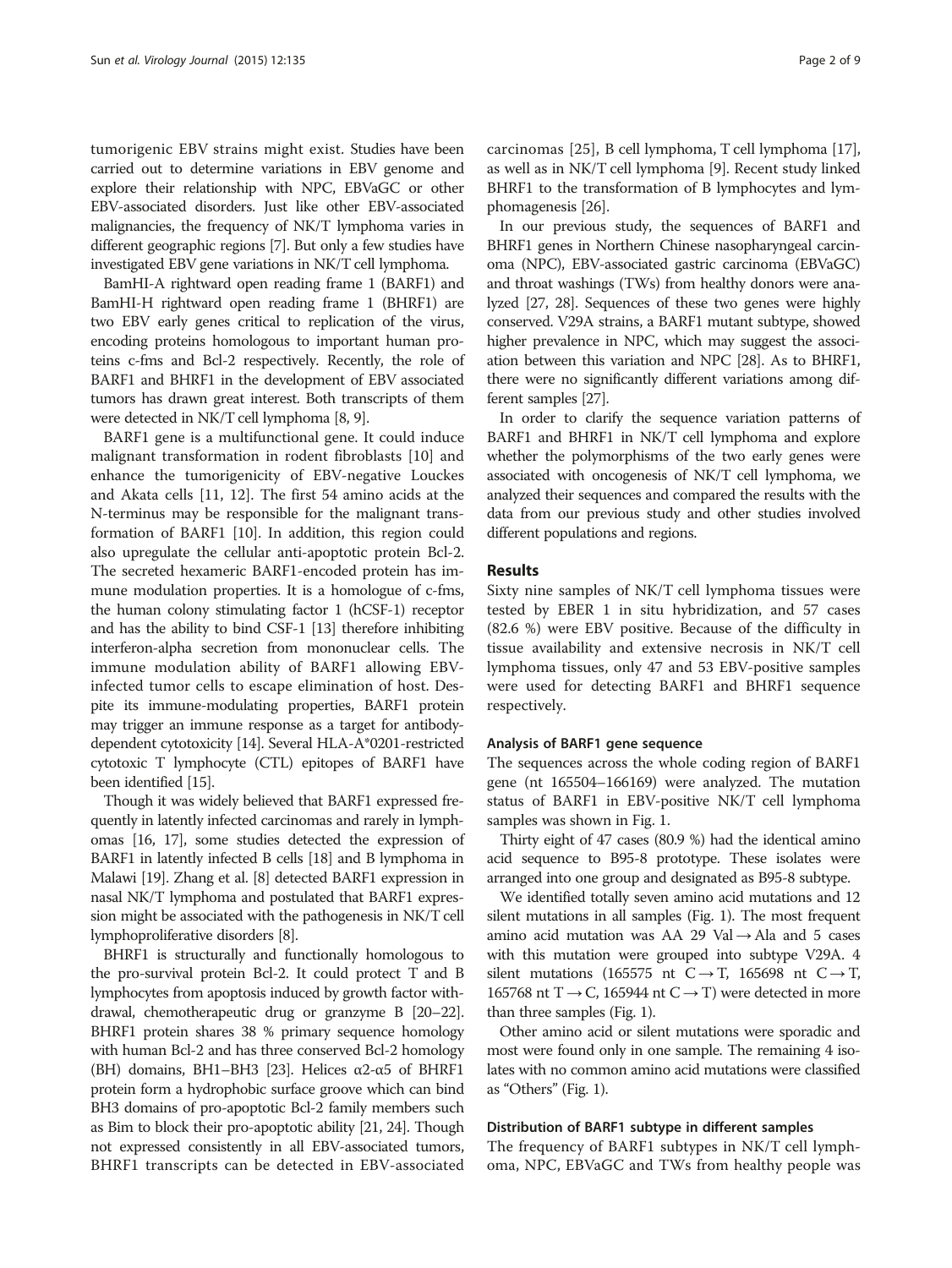tumorigenic EBV strains might exist. Studies have been carried out to determine variations in EBV genome and explore their relationship with NPC, EBVaGC or other EBV-associated disorders. Just like other EBV-associated malignancies, the frequency of NK/T lymphoma varies in different geographic regions [7]. But only a few studies have investigated EBV gene variations in NK/T cell lymphoma.

BamHI-A rightward open reading frame 1 (BARF1) and BamHI-H rightward open reading frame 1 (BHRF1) are two EBV early genes critical to replication of the virus, encoding proteins homologous to important human proteins c-fms and Bcl-2 respectively. Recently, the role of BARF1 and BHRF1 in the development of EBV associated tumors has drawn great interest. Both transcripts of them were detected in NK/T cell lymphoma [8, 9].

BARF1 gene is a multifunctional gene. It could induce malignant transformation in rodent fibroblasts [10] and enhance the tumorigenicity of EBV-negative Louckes and Akata cells [11, 12]. The first 54 amino acids at the N-terminus may be responsible for the malignant transformation of BARF1 [10]. In addition, this region could also upregulate the cellular anti-apoptotic protein Bcl-2. The secreted hexameric BARF1-encoded protein has immune modulation properties. It is a homologue of c-fms, the human colony stimulating factor 1 (hCSF-1) receptor and has the ability to bind CSF-1 [13] therefore inhibiting interferon-alpha secretion from mononuclear cells. The immune modulation ability of BARF1 allowing EBV-infected tumor cells to escape elimination of host. Despite its immune-modulating properties, BARF1 protein may trigger an immune response as a target for antibody-dependent cytotoxicity [14]. Several HLA-A*0201-restricted cytotoxic T lymphocyte (CTL) epitopes of BARF1 have been identified [15].

Though it was widely believed that BARF1 expressed frequently in latently infected carcinomas and rarely in lymphomas [16, 17], some studies detected the expression of BARF1 in latently infected B cells [18] and B lymphoma in Malawi [19]. Zhang et al. [8] detected BARF1 expression in nasal NK/T lymphoma and postulated that BARF1 expression might be associated with the pathogenesis in NK/T cell lymphoproliferative disorders [8].

BHRF1 is structurally and functionally homologous to the pro-survival protein Bcl-2. It could protect T and B lymphocytes from apoptosis induced by growth factor withdrawal, chemotherapeutic drug or granzyme B [20–22]. BHRF1 protein shares 38 % primary sequence homology with human Bcl-2 and has three conserved Bcl-2 homology (BH) domains, BH1–BH3 [23]. Helices α2-α5 of BHRF1 protein form a hydrophobic surface groove which can bind BH3 domains of pro-apoptotic Bcl-2 family members such as Bim to block their pro-apoptotic ability [21, 24]. Though not expressed consistently in all EBV-associated tumors, BHRF1 transcripts can be detected in EBV-associated carcinomas [25], B cell lymphoma, T cell lymphoma [17], as well as in NK/T cell lymphoma [9]. Recent study linked BHRF1 to the transformation of B lymphocytes and lymphomagenesis [26].

In our previous study, the sequences of BARF1 and BHRF1 genes in Northern Chinese nasopharyngeal carcinoma (NPC), EBV-associated gastric carcinoma (EBVaGC) and throat washings (TWs) from healthy donors were analyzed [27, 28]. Sequences of these two genes were highly conserved. V29A strains, a BARF1 mutant subtype, showed higher prevalence in NPC, which may suggest the association between this variation and NPC [28]. As to BHRF1, there were no significantly different variations among different samples [27].

In order to clarify the sequence variation patterns of BARF1 and BHRF1 in NK/T cell lymphoma and explore whether the polymorphisms of the two early genes were associated with oncogenesis of NK/T cell lymphoma, we analyzed their sequences and compared the results with the data from our previous study and other studies involved different populations and regions.

## Results

Sixty nine samples of NK/T cell lymphoma tissues were tested by EBER 1 in situ hybridization, and 57 cases (82.6 %) were EBV positive. Because of the difficulty in tissue availability and extensive necrosis in NK/T cell lymphoma tissues, only 47 and 53 EBV-positive samples were used for detecting BARF1 and BHRF1 sequence respectively.

### Analysis of BARF1 gene sequence

The sequences across the whole coding region of BARF1 gene (nt 165504–166169) were analyzed. The mutation status of BARF1 in EBV-positive NK/T cell lymphoma samples was shown in Fig. 1.

Thirty eight of 47 cases (80.9 %) had the identical amino acid sequence to B95-8 prototype. These isolates were arranged into one group and designated as B95-8 subtype.

We identified totally seven amino acid mutations and 12 silent mutations in all samples (Fig. 1). The most frequent amino acid mutation was AA 29 Val → Ala and 5 cases with this mutation were grouped into subtype V29A. 4 silent mutations (165575 nt C → T, 165698 nt C → T, 165768 nt T → C, 165944 nt C → T) were detected in more than three samples (Fig. 1).

Other amino acid or silent mutations were sporadic and most were found only in one sample. The remaining 4 isolates with no common amino acid mutations were classified as "Others" (Fig. 1).

### Distribution of BARF1 subtype in different samples

The frequency of BARF1 subtypes in NK/T cell lymphoma, NPC, EBVaGC and TWs from healthy people was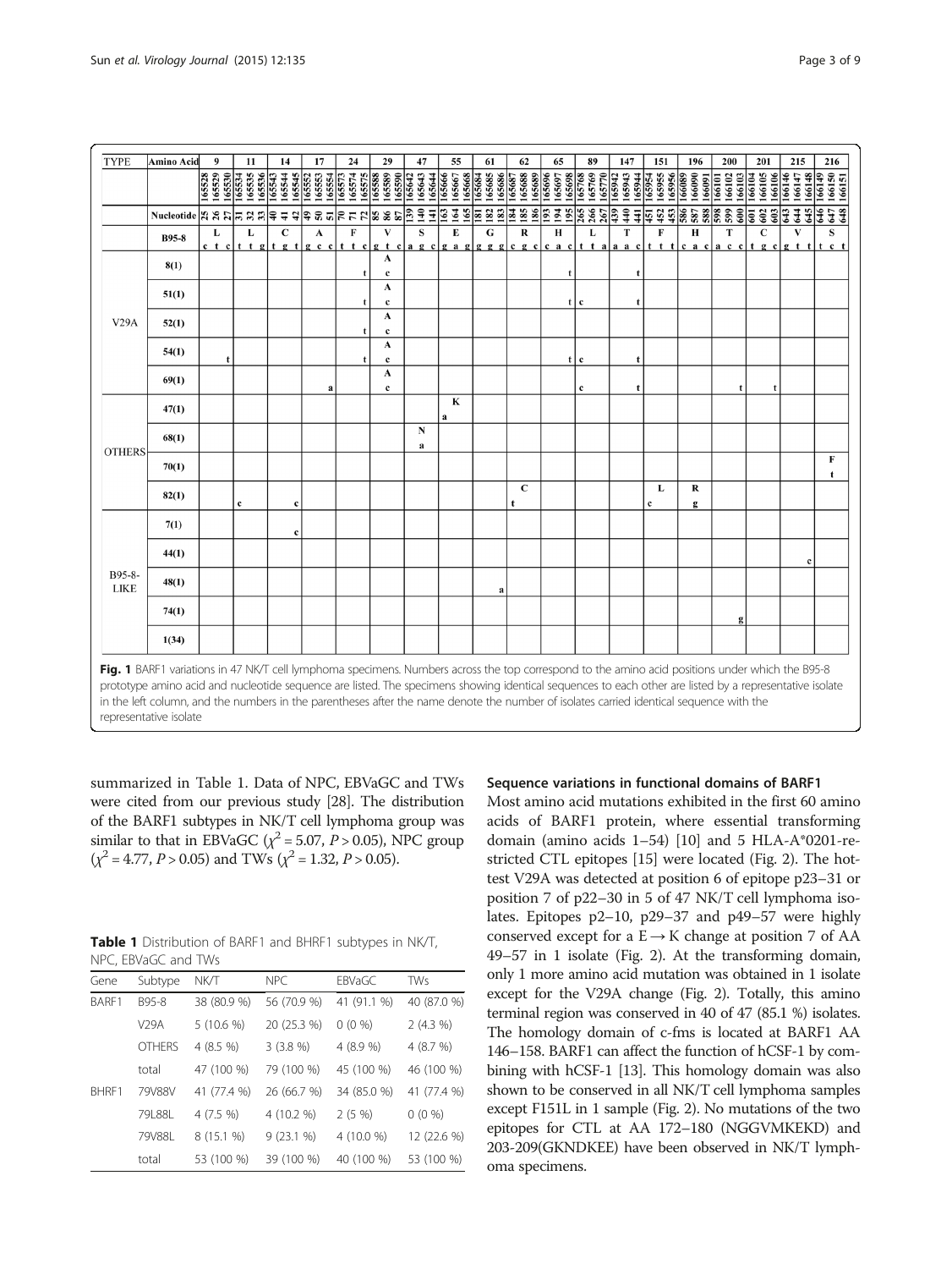| TYPE | Amino Acid | 9 | 11 | 14 | 17 | 24 | 29 | 47 | 55 | 61 | 62 | 65 | 89 | 147 | 151 | 196 | 200 | 201 | 215 | 216 |
|---|---|---|---|---|---|---|---|---|---|---|---|---|---|---|---|---|---|---|---|---|
| | | 165528 165529 165530 | 165534 165535 165536 | 165543 165544 165545 | 165552 165553 165554 | 165573 165574 165575 | 165588 165589 165590 | 165642 165643 165644 | 165666 165667 165668 | 165684 165685 165686 | 165687 165688 165689 | 165696 165697 165698 | 165768 165769 165770 | 165942 165943 165944 | 165954 165955 165956 | 166089 166090 166091 | 166101 166102 166103 | 166104 166105 166106 | 166146 166147 166148 | 166149 166150 166151 |
| | Nucleotide | 25 26 27 | 31 32 33 | 40 41 42 | 49 50 51 | 70 71 72 | 85 86 87 | 139 140 141 | 163 164 165 | 181 182 183 | 184 185 186 | 193 194 195 | 265 266 267 | 439 440 441 | 451 452 453 | 586 587 588 | 598 599 600 | 601 602 603 | 643 644 645 | 646 647 648 |
| | B95-8 | L c t c | L t t g | C t g t | A g c c | F t t c | V g t c | S a g c | E g a g | G g g g | R c g c | H c a c | L t t a | T a a c | F t t t | H c a c | T a c c | C t g c | V g t t | S t c t |
| V29A | 8(1) | | | | | t | A c | | | | | t | | t | | | | | | |
| | 51(1) | | | | | t | A c | | | | | t | c | t | | | | | | |
| | 52(1) | | | | | t | A c | | | | | | | t | | | | | | |
| | 54(1) | t | | | | t | A c | | | | | t | c | t | | | | | | |
| | 69(1) | | | | a | | A c | | | | | | c | t | | | t | t | | |
| OTHERS | 47(1) | | | | | | | | K a | | | | | | | | | | | |
| | 68(1) | | | | | | | N a | | | | | | | | | | | | |
| | 70(1) | | | | | | | | | | | | | | | | | | | F t |
| | 82(1) | | c | c | | | | | | | C t | | | | L c | R g | | | | |
| B95-8-LIKE | 7(1) | | | c | | | | | | | | | | | | | | | | |
| | 44(1) | | | | | | | | | | | | | | | | | | c | |
| | 48(1) | | | | | | | | | a | | | | | | | | | | |
| | 74(1) | | | | | | | | | | | | | | | | g | | | |
| | 1(34) | | | | | | | | | | | | | | | | | | | |

**Fig. 1** BARF1 variations in 47 NK/T cell lymphoma specimens. Numbers across the top correspond to the amino acid positions under which the B95-8 prototype amino acid and nucleotide sequence are listed. The specimens showing identical sequences to each other are listed by a representative isolate in the left column, and the numbers in the parentheses after the name denote the number of isolates carried identical sequence with the representative isolate

summarized in Table 1. Data of NPC, EBVaGC and TWs were cited from our previous study [28]. The distribution of the BARF1 subtypes in NK/T cell lymphoma group was similar to that in EBVaGC ($\chi^2 = 5.07$, $P > 0.05$), NPC group ($\chi^2 = 4.77$, $P > 0.05$) and TWs ($\chi^2 = 1.32$, $P > 0.05$).

**Table 1** Distribution of BARF1 and BHRF1 subtypes in NK/T, NPC, EBVaGC and TWs

| Gene | Subtype | NK/T | NPC | EBVaGC | TWs |
|---|---|---|---|---|---|
| BARF1 | B95-8 | 38 (80.9 %) | 56 (70.9 %) | 41 (91.1 %) | 40 (87.0 %) |
| | V29A | 5 (10.6 %) | 20 (25.3 %) | 0 (0 %) | 2 (4.3 %) |
| | OTHERS | 4 (8.5 %) | 3 (3.8 %) | 4 (8.9 %) | 4 (8.7 %) |
| | total | 47 (100 %) | 79 (100 %) | 45 (100 %) | 46 (100 %) |
| BHRF1 | 79V88V | 41 (77.4 %) | 26 (66.7 %) | 34 (85.0 %) | 41 (77.4 %) |
| | 79L88L | 4 (7.5 %) | 4 (10.2 %) | 2 (5 %) | 0 (0 %) |
| | 79V88L | 8 (15.1 %) | 9 (23.1 %) | 4 (10.0 %) | 12 (22.6 %) |
| | total | 53 (100 %) | 39 (100 %) | 40 (100 %) | 53 (100 %) |

### Sequence variations in functional domains of BARF1

Most amino acid mutations exhibited in the first 60 amino acids of BARF1 protein, where essential transforming domain (amino acids 1–54) [10] and 5 HLA-A*0201-restricted CTL epitopes [15] were located (Fig. 2). The hottest V29A was detected at position 6 of epitope p23–31 or position 7 of p22–30 in 5 of 47 NK/T cell lymphoma isolates. Epitopes p2–10, p29–37 and p49–57 were highly conserved except for a E → K change at position 7 of AA 49–57 in 1 isolate (Fig. 2). At the transforming domain, only 1 more amino acid mutation was obtained in 1 isolate except for the V29A change (Fig. 2). Totally, this amino terminal region was conserved in 40 of 47 (85.1 %) isolates. The homology domain of c-fms is located at BARF1 AA 146–158. BARF1 can affect the function of hCSF-1 by combining with hCSF-1 [13]. This homology domain was also shown to be conserved in all NK/T cell lymphoma samples except F151L in 1 sample (Fig. 2). No mutations of the two epitopes for CTL at AA 172–180 (NGGVMKEKD) and 203-209(GKNDKEE) have been observed in NK/T lymphoma specimens.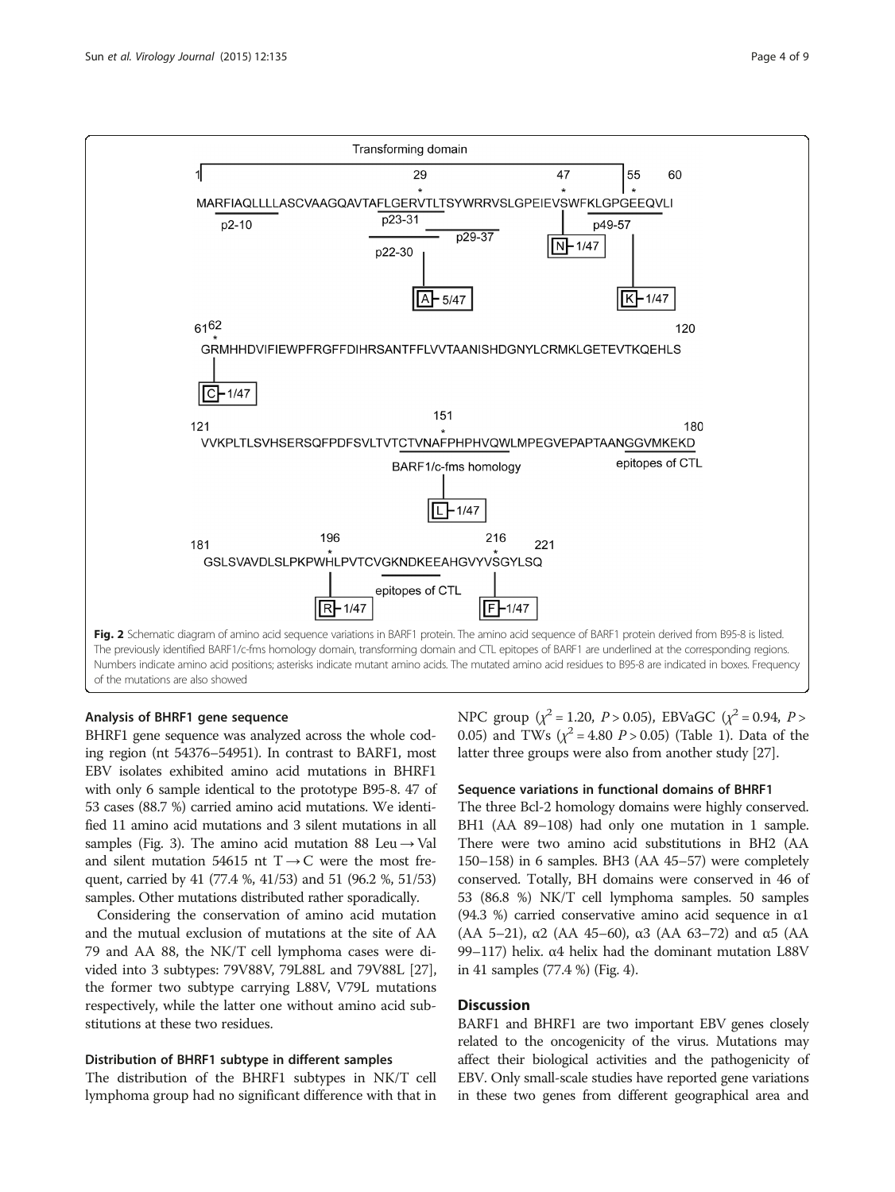Fig. 2 Schematic diagram of amino acid sequence variations in BARF1 protein. The amino acid sequence of BARF1 protein derived from B95-8 is listed. The previously identified BARF1/c-fms homology domain, transforming domain and CTL epitopes of BARF1 are underlined at the corresponding regions. Numbers indicate amino acid positions; asterisks indicate mutant amino acids. The mutated amino acid residues to B95-8 are indicated in boxes. Frequency of the mutations are also showed

### Analysis of BHRF1 gene sequence

BHRF1 gene sequence was analyzed across the whole coding region (nt 54376–54951). In contrast to BARF1, most EBV isolates exhibited amino acid mutations in BHRF1 with only 6 sample identical to the prototype B95-8. 47 of 53 cases (88.7 %) carried amino acid mutations. We identified 11 amino acid mutations and 3 silent mutations in all samples (Fig. 3). The amino acid mutation 88 Leu → Val and silent mutation 54615 nt T → C were the most frequent, carried by 41 (77.4 %, 41/53) and 51 (96.2 %, 51/53) samples. Other mutations distributed rather sporadically.

Considering the conservation of amino acid mutation and the mutual exclusion of mutations at the site of AA 79 and AA 88, the NK/T cell lymphoma cases were divided into 3 subtypes: 79V88V, 79L88L and 79V88L [27], the former two subtype carrying L88V, V79L mutations respectively, while the latter one without amino acid substitutions at these two residues.

### Distribution of BHRF1 subtype in different samples

The distribution of the BHRF1 subtypes in NK/T cell lymphoma group had no significant difference with that in NPC group ($\chi^2 = 1.20$, $P > 0.05$), EBVaGC ($\chi^2 = 0.94$, $P > 0.05$) and TWs ($\chi^2 = 4.80$ $P > 0.05$) (Table 1). Data of the latter three groups were also from another study [27].

### Sequence variations in functional domains of BHRF1

The three Bcl-2 homology domains were highly conserved. BH1 (AA 89–108) had only one mutation in 1 sample. There were two amino acid substitutions in BH2 (AA 150–158) in 6 samples. BH3 (AA 45–57) were completely conserved. Totally, BH domains were conserved in 46 of 53 (86.8 %) NK/T cell lymphoma samples. 50 samples (94.3 %) carried conservative amino acid sequence in α1 (AA 5–21), α2 (AA 45–60), α3 (AA 63–72) and α5 (AA 99–117) helix. α4 helix had the dominant mutation L88V in 41 samples (77.4 %) (Fig. 4).

## Discussion

BARF1 and BHRF1 are two important EBV genes closely related to the oncogenicity of the virus. Mutations may affect their biological activities and the pathogenicity of EBV. Only small-scale studies have reported gene variations in these two genes from different geographical area and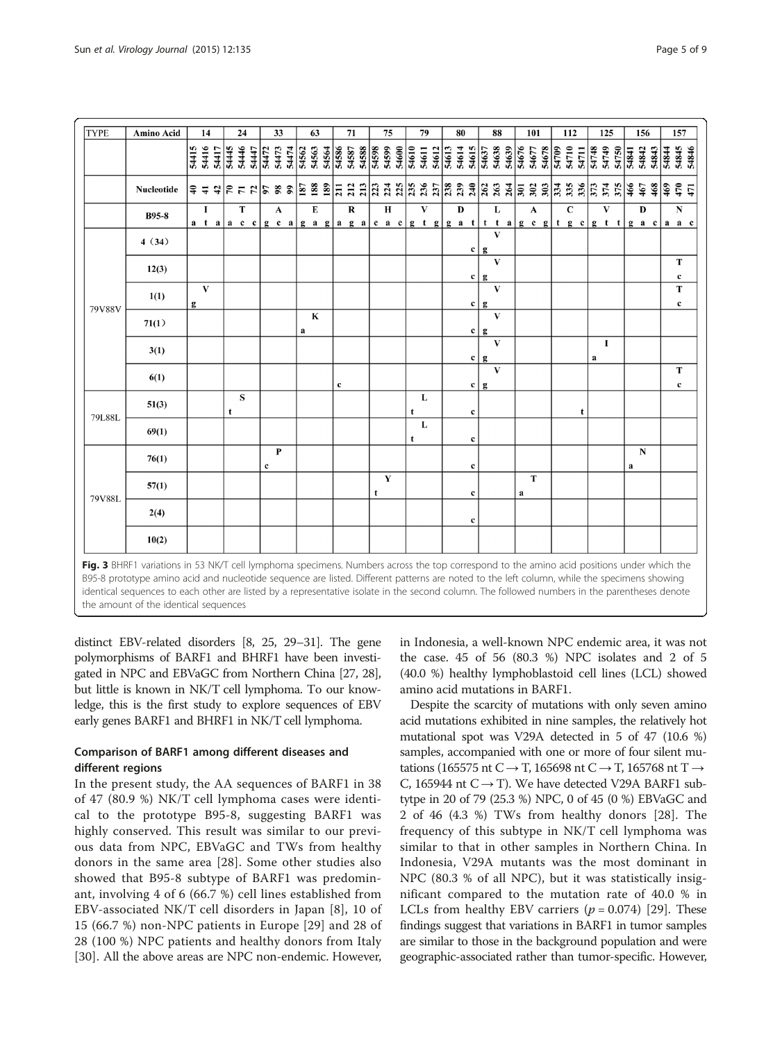| TYPE | Amino Acid | 14 | 24 | 33 | 63 | 71 | 75 | 79 | 80 | 88 | 101 | 112 | 125 | 156 | 157 |
|---|---|---|---|---|---|---|---|---|---|---|---|---|---|---|---|
| | | 54415 54416 54417 | 54445 54446 54447 | 54472 54473 54474 | 54562 54563 54564 | 54586 54587 54588 | 54598 54599 54600 | 54610 54611 54612 | 54613 54614 54615 | 54637 54638 54639 | 54676 54677 54678 | 54709 54710 54711 | 54748 54749 54750 | 54841 54842 54843 | 54844 54845 54846 |
| | Nucleotide | 40 41 42 | 70 71 72 | 97 98 99 | 187 188 189 | 211 212 213 | 223 224 225 | 235 236 237 | 238 239 240 | 262 263 264 | 301 302 303 | 334 335 336 | 373 374 375 | 466 467 468 | 469 470 471 |
| | B95-8 | I a t a | T a c c | A g c a | E g a g | R a g a | H c a c | V g t g | D g a t | L t t a | A g c g | C t g c | V g t t | D g a c | N a a c |
| 79V88V | 4 (34) | | | | | | | | c | V g | | | | | |
| | 12(3) | | | | | | | | c | V g | | | | | T c |
| | 1(1) | V g | | | | | | | c | V g | | | | | T c |
| | 71(1) | | | | K a | | | | c | V g | | | | | |
| | 3(1) | | | | | | | | c | V g | | | I a | | |
| | 6(1) | | | | | c | | | c | V g | | | | | T c |
| 79L88L | 51(3) | | S t | | | | | L t | c | | | t | | | |
| | 69(1) | | | | | | | L t | c | | | | | | |
| 79V88L | 76(1) | | | P c | | | | | c | | | | | N a | |
| | 57(1) | | | | | | Y t | | c | | T a | | | | |
| | 2(4) | | | | | | | | c | | | | | | |
| | 10(2) | | | | | | | | | | | | | | |

**Fig. 3** BHRF1 variations in 53 NK/T cell lymphoma specimens. Numbers across the top correspond to the amino acid positions under which the B95-8 prototype amino acid and nucleotide sequence are listed. Different patterns are noted to the left column, while the specimens showing identical sequences to each other are listed by a representative isolate in the second column. The followed numbers in the parentheses denote the amount of the identical sequences

distinct EBV-related disorders [8, 25, 29–31]. The gene polymorphisms of BARF1 and BHRF1 have been investigated in NPC and EBVaGC from Northern China [27, 28], but little is known in NK/T cell lymphoma. To our knowledge, this is the first study to explore sequences of EBV early genes BARF1 and BHRF1 in NK/T cell lymphoma.

## Comparison of BARF1 among different diseases and different regions

In the present study, the AA sequences of BARF1 in 38 of 47 (80.9 %) NK/T cell lymphoma cases were identical to the prototype B95-8, suggesting BARF1 was highly conserved. This result was similar to our previous data from NPC, EBVaGC and TWs from healthy donors in the same area [28]. Some other studies also showed that B95-8 subtype of BARF1 was predominant, involving 4 of 6 (66.7 %) cell lines established from EBV-associated NK/T cell disorders in Japan [8], 10 of 15 (66.7 %) non-NPC patients in Europe [29] and 28 of 28 (100 %) NPC patients and healthy donors from Italy [30]. All the above areas are NPC non-endemic. However, in Indonesia, a well-known NPC endemic area, it was not the case. 45 of 56 (80.3 %) NPC isolates and 2 of 5 (40.0 %) healthy lymphoblastoid cell lines (LCL) showed amino acid mutations in BARF1.

Despite the scarcity of mutations with only seven amino acid mutations exhibited in nine samples, the relatively hot mutational spot was V29A detected in 5 of 47 (10.6 %) samples, accompanied with one or more of four silent mutations (165575 nt C → T, 165698 nt C → T, 165768 nt T → C, 165944 nt C → T). We have detected V29A BARF1 subtype in 20 of 79 (25.3 %) NPC, 0 of 45 (0 %) EBVaGC and 2 of 46 (4.3 %) TWs from healthy donors [28]. The frequency of this subtype in NK/T cell lymphoma was similar to that in other samples in Northern China. In Indonesia, V29A mutants was the most dominant in NPC (80.3 % of all NPC), but it was statistically insignificant compared to the mutation rate of 40.0 % in LCLs from healthy EBV carriers ($p = 0.074$) [29]. These findings suggest that variations in BARF1 in tumor samples are similar to those in the background population and were geographic-associated rather than tumor-specific. However,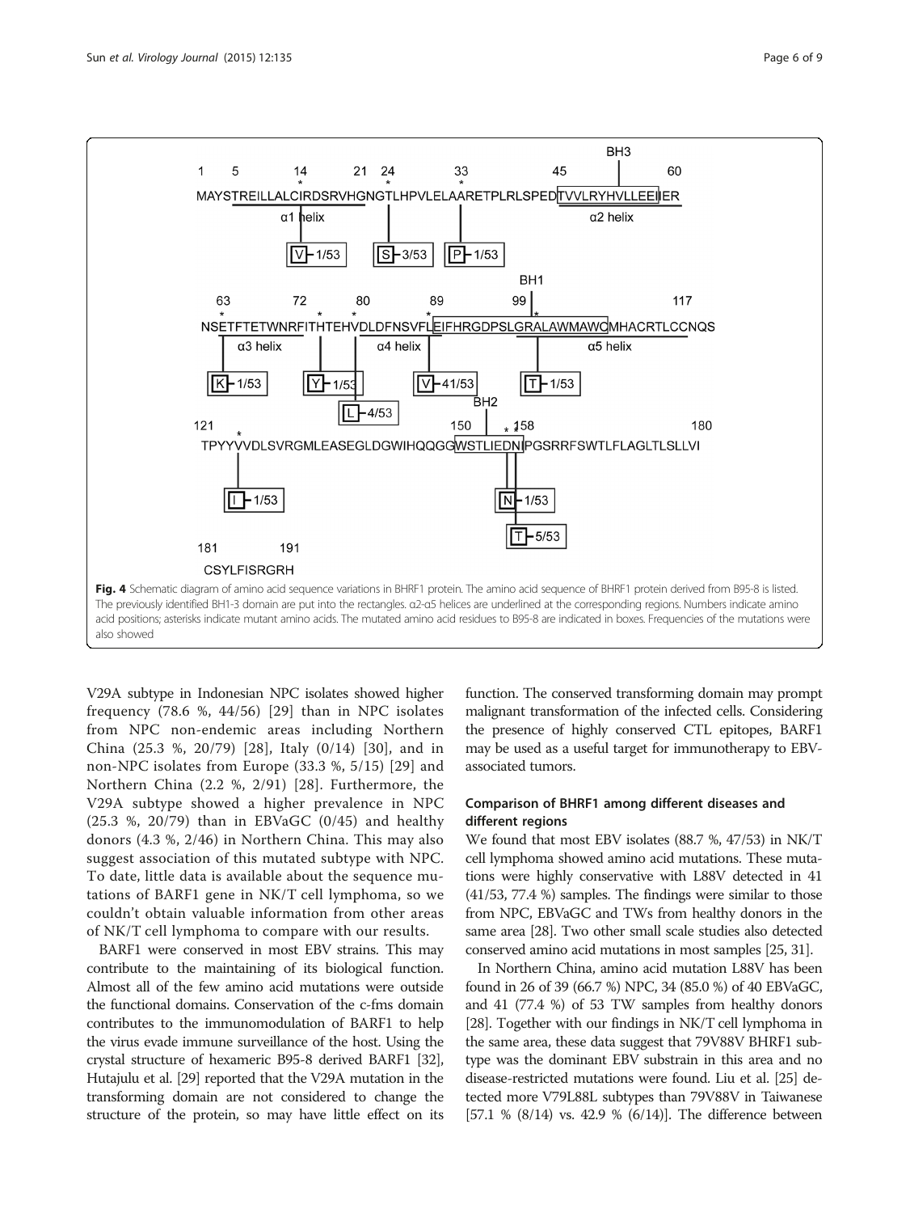1 5 14 21 24 33 45 60

MAYSTREILLALCIRDSRVHGNGTLHPVLELAARETPLRLSPEDTVVLRYHVLLEEIIER

α1 helix α2 helix BH3

V 1/53 S 3/53 P 1/53

63 72 80 89 99 117

NSETFTETWNRFITHTEHVDLDFNSVFLEIFHRGDPSLGRALAWMAWCMHACRTLCCNQS

α3 helix α4 helix α5 helix BH1

K 1/53 Y 1/53 L 4/53 V 41/53 T 1/53

121 150 158 180

TPYYVVDLSVRGMLEASEGLDGWIHQQGGWSTLIEDNIPGSRRFSWTLFLAGLTLSLLVI

BH2

I 1/53 N 1/53 T 5/53

181 191

CSYLFISRGRH

**Fig. 4** Schematic diagram of amino acid sequence variations in BHRF1 protein. The amino acid sequence of BHRF1 protein derived from B95-8 is listed. The previously identified BH1-3 domain are put into the rectangles. α2-α5 helices are underlined at the corresponding regions. Numbers indicate amino acid positions; asterisks indicate mutant amino acids. The mutated amino acid residues to B95-8 are indicated in boxes. Frequencies of the mutations were also showed

V29A subtype in Indonesian NPC isolates showed higher frequency (78.6 %, 44/56) [29] than in NPC isolates from NPC non-endemic areas including Northern China (25.3 %, 20/79) [28], Italy (0/14) [30], and in non-NPC isolates from Europe (33.3 %, 5/15) [29] and Northern China (2.2 %, 2/91) [28]. Furthermore, the V29A subtype showed a higher prevalence in NPC (25.3 %, 20/79) than in EBVaGC (0/45) and healthy donors (4.3 %, 2/46) in Northern China. This may also suggest association of this mutated subtype with NPC. To date, little data is available about the sequence mutations of BARF1 gene in NK/T cell lymphoma, so we couldn't obtain valuable information from other areas of NK/T cell lymphoma to compare with our results.

BARF1 were conserved in most EBV strains. This may contribute to the maintaining of its biological function. Almost all of the few amino acid mutations were outside the functional domains. Conservation of the c-fms domain contributes to the immunomodulation of BARF1 to help the virus evade immune surveillance of the host. Using the crystal structure of hexameric B95-8 derived BARF1 [32], Hutajulu et al. [29] reported that the V29A mutation in the transforming domain are not considered to change the structure of the protein, so may have little effect on its function. The conserved transforming domain may prompt malignant transformation of the infected cells. Considering the presence of highly conserved CTL epitopes, BARF1 may be used as a useful target for immunotherapy to EBV-associated tumors.

### Comparison of BHRF1 among different diseases and different regions

We found that most EBV isolates (88.7 %, 47/53) in NK/T cell lymphoma showed amino acid mutations. These mutations were highly conservative with L88V detected in 41 (41/53, 77.4 %) samples. The findings were similar to those from NPC, EBVaGC and TWs from healthy donors in the same area [28]. Two other small scale studies also detected conserved amino acid mutations in most samples [25, 31].

In Northern China, amino acid mutation L88V has been found in 26 of 39 (66.7 %) NPC, 34 (85.0 %) of 40 EBVaGC, and 41 (77.4 %) of 53 TW samples from healthy donors [28]. Together with our findings in NK/T cell lymphoma in the same area, these data suggest that 79V88V BHRF1 subtype was the dominant EBV substrain in this area and no disease-restricted mutations were found. Liu et al. [25] detected more V79L88L subtypes than 79V88V in Taiwanese [57.1 % (8/14) vs. 42.9 % (6/14)]. The difference between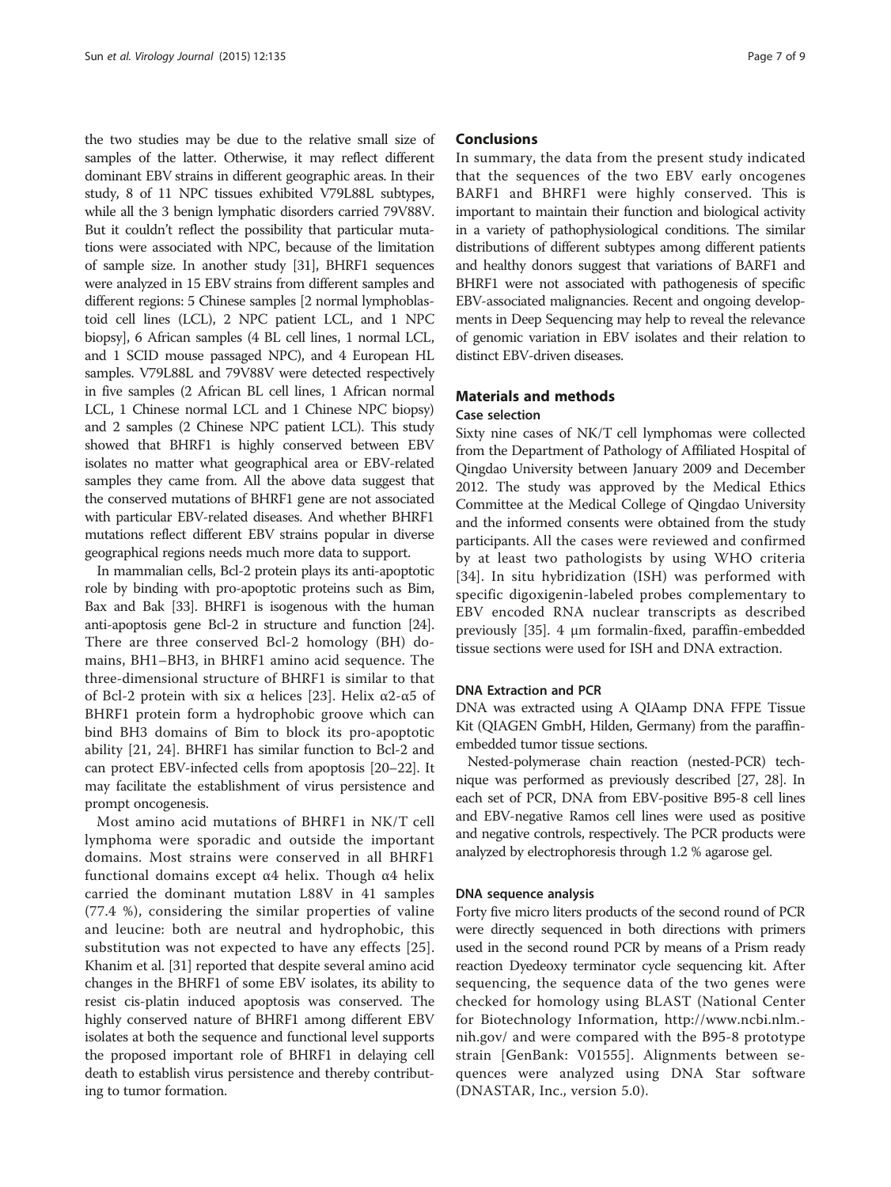the two studies may be due to the relative small size of samples of the latter. Otherwise, it may reflect different dominant EBV strains in different geographic areas. In their study, 8 of 11 NPC tissues exhibited V79L88L subtypes, while all the 3 benign lymphatic disorders carried 79V88V. But it couldn't reflect the possibility that particular mutations were associated with NPC, because of the limitation of sample size. In another study [31], BHRF1 sequences were analyzed in 15 EBV strains from different samples and different regions: 5 Chinese samples [2 normal lymphoblastoid cell lines (LCL), 2 NPC patient LCL, and 1 NPC biopsy], 6 African samples (4 BL cell lines, 1 normal LCL, and 1 SCID mouse passaged NPC), and 4 European HL samples. V79L88L and 79V88V were detected respectively in five samples (2 African BL cell lines, 1 African normal LCL, 1 Chinese normal LCL and 1 Chinese NPC biopsy) and 2 samples (2 Chinese NPC patient LCL). This study showed that BHRF1 is highly conserved between EBV isolates no matter what geographical area or EBV-related samples they came from. All the above data suggest that the conserved mutations of BHRF1 gene are not associated with particular EBV-related diseases. And whether BHRF1 mutations reflect different EBV strains popular in diverse geographical regions needs much more data to support.

In mammalian cells, Bcl-2 protein plays its anti-apoptotic role by binding with pro-apoptotic proteins such as Bim, Bax and Bak [33]. BHRF1 is isogenous with the human anti-apoptosis gene Bcl-2 in structure and function [24]. There are three conserved Bcl-2 homology (BH) domains, BH1–BH3, in BHRF1 amino acid sequence. The three-dimensional structure of BHRF1 is similar to that of Bcl-2 protein with six α helices [23]. Helix α2-α5 of BHRF1 protein form a hydrophobic groove which can bind BH3 domains of Bim to block its pro-apoptotic ability [21, 24]. BHRF1 has similar function to Bcl-2 and can protect EBV-infected cells from apoptosis [20–22]. It may facilitate the establishment of virus persistence and prompt oncogenesis.

Most amino acid mutations of BHRF1 in NK/T cell lymphoma were sporadic and outside the important domains. Most strains were conserved in all BHRF1 functional domains except α4 helix. Though α4 helix carried the dominant mutation L88V in 41 samples (77.4 %), considering the similar properties of valine and leucine: both are neutral and hydrophobic, this substitution was not expected to have any effects [25]. Khanim et al. [31] reported that despite several amino acid changes in the BHRF1 of some EBV isolates, its ability to resist cis-platin induced apoptosis was conserved. The highly conserved nature of BHRF1 among different EBV isolates at both the sequence and functional level supports the proposed important role of BHRF1 in delaying cell death to establish virus persistence and thereby contributing to tumor formation.

## Conclusions

In summary, the data from the present study indicated that the sequences of the two EBV early oncogenes BARF1 and BHRF1 were highly conserved. This is important to maintain their function and biological activity in a variety of pathophysiological conditions. The similar distributions of different subtypes among different patients and healthy donors suggest that variations of BARF1 and BHRF1 were not associated with pathogenesis of specific EBV-associated malignancies. Recent and ongoing developments in Deep Sequencing may help to reveal the relevance of genomic variation in EBV isolates and their relation to distinct EBV-driven diseases.

## Materials and methods

### Case selection

Sixty nine cases of NK/T cell lymphomas were collected from the Department of Pathology of Affiliated Hospital of Qingdao University between January 2009 and December 2012. The study was approved by the Medical Ethics Committee at the Medical College of Qingdao University and the informed consents were obtained from the study participants. All the cases were reviewed and confirmed by at least two pathologists by using WHO criteria [34]. In situ hybridization (ISH) was performed with specific digoxigenin-labeled probes complementary to EBV encoded RNA nuclear transcripts as described previously [35]. 4 μm formalin-fixed, paraffin-embedded tissue sections were used for ISH and DNA extraction.

### DNA Extraction and PCR

DNA was extracted using A QIAamp DNA FFPE Tissue Kit (QIAGEN GmbH, Hilden, Germany) from the paraffin-embedded tumor tissue sections.

Nested-polymerase chain reaction (nested-PCR) technique was performed as previously described [27, 28]. In each set of PCR, DNA from EBV-positive B95-8 cell lines and EBV-negative Ramos cell lines were used as positive and negative controls, respectively. The PCR products were analyzed by electrophoresis through 1.2 % agarose gel.

### DNA sequence analysis

Forty five micro liters products of the second round of PCR were directly sequenced in both directions with primers used in the second round PCR by means of a Prism ready reaction Dyedeoxy terminator cycle sequencing kit. After sequencing, the sequence data of the two genes were checked for homology using BLAST (National Center for Biotechnology Information, http://www.ncbi.nlm.nih.gov/ and were compared with the B95-8 prototype strain [GenBank: V01555]. Alignments between sequences were analyzed using DNA Star software (DNASTAR, Inc., version 5.0).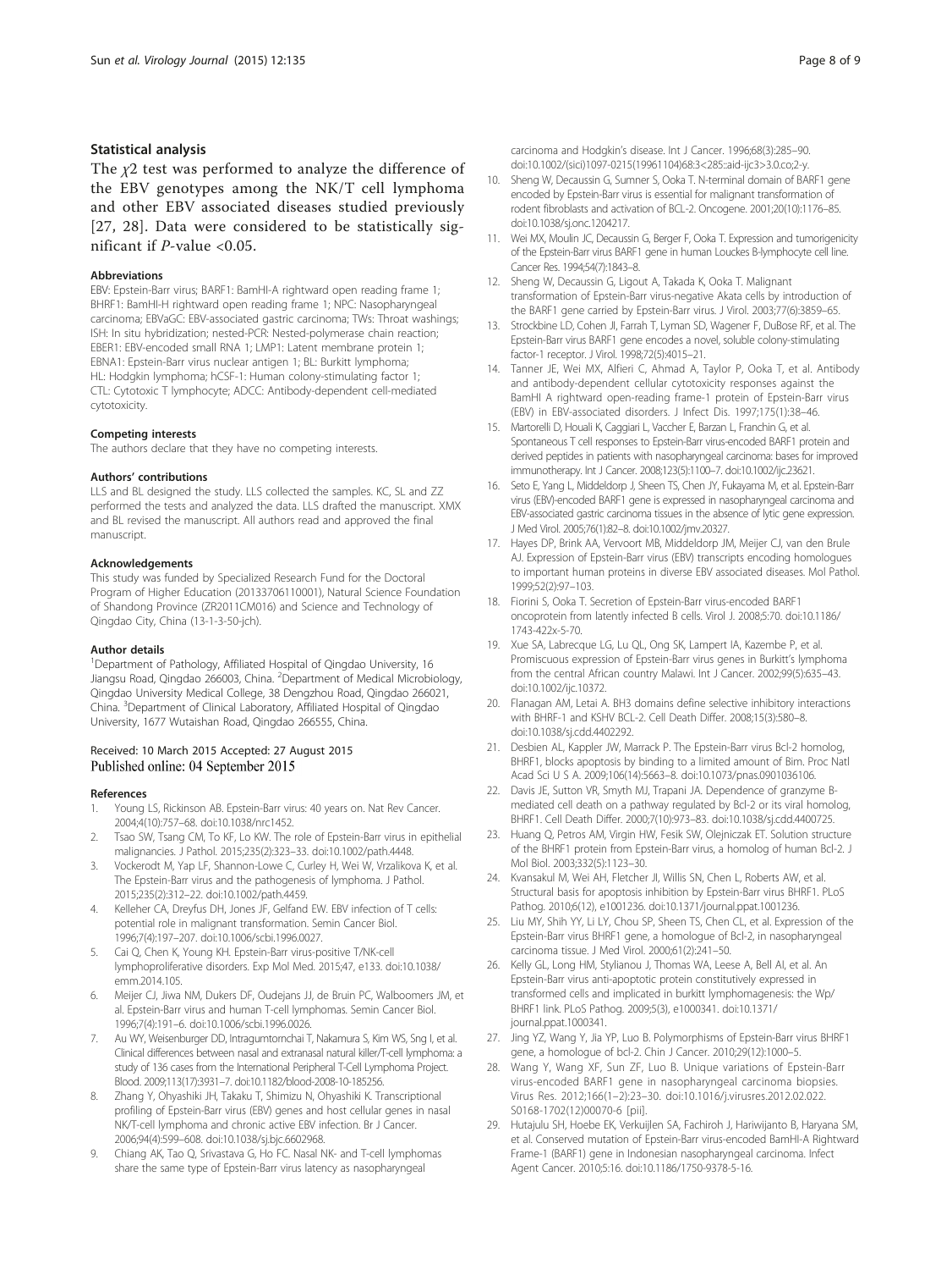### Statistical analysis

The $\chi 2$ test was performed to analyze the difference of the EBV genotypes among the NK/T cell lymphoma and other EBV associated diseases studied previously [27, 28]. Data were considered to be statistically significant if *P*-value <0.05.

#### Abbreviations

EBV: Epstein-Barr virus; BARF1: BamHI-A rightward open reading frame 1; BHRF1: BamHI-H rightward open reading frame 1; NPC: Nasopharyngeal carcinoma; EBVaGC: EBV-associated gastric carcinoma; TWs: Throat washings; ISH: In situ hybridization; nested-PCR: Nested-polymerase chain reaction; EBER1: EBV-encoded small RNA 1; LMP1: Latent membrane protein 1; EBNA1: Epstein-Barr virus nuclear antigen 1; BL: Burkitt lymphoma; HL: Hodgkin lymphoma; hCSF-1: Human colony-stimulating factor 1; CTL: Cytotoxic T lymphocyte; ADCC: Antibody-dependent cell-mediated cytotoxicity.

#### Competing interests

The authors declare that they have no competing interests.

#### Authors' contributions

LLS and BL designed the study. LLS collected the samples. KC, SL and ZZ performed the tests and analyzed the data. LLS drafted the manuscript. XMX and BL revised the manuscript. All authors read and approved the final manuscript.

#### Acknowledgements

This study was funded by Specialized Research Fund for the Doctoral Program of Higher Education (20133706110001), Natural Science Foundation of Shandong Province (ZR2011CM016) and Science and Technology of Qingdao City, China (13-1-3-50-jch).

#### Author details

[1]Department of Pathology, Affiliated Hospital of Qingdao University, 16 Jiangsu Road, Qingdao 266003, China. [2]Department of Medical Microbiology, Qingdao University Medical College, 38 Dengzhou Road, Qingdao 266021, China. [3]Department of Clinical Laboratory, Affiliated Hospital of Qingdao University, 1677 Wutaishan Road, Qingdao 266555, China.

Received: 10 March 2015 Accepted: 27 August 2015
Published online: 04 September 2015

#### References

1. Young LS, Rickinson AB. Epstein-Barr virus: 40 years on. Nat Rev Cancer. 2004;4(10):757–68. doi:10.1038/nrc1452.
2. Tsao SW, Tsang CM, To KF, Lo KW. The role of Epstein-Barr virus in epithelial malignancies. J Pathol. 2015;235(2):323–33. doi:10.1002/path.4448.
3. Vockerodt M, Yap LF, Shannon-Lowe C, Curley H, Wei W, Vrzalikova K, et al. The Epstein-Barr virus and the pathogenesis of lymphoma. J Pathol. 2015;235(2):312–22. doi:10.1002/path.4459.
4. Kelleher CA, Dreyfus DH, Jones JF, Gelfand EW. EBV infection of T cells: potential role in malignant transformation. Semin Cancer Biol. 1996;7(4):197–207. doi:10.1006/scbi.1996.0027.
5. Cai Q, Chen K, Young KH. Epstein-Barr virus-positive T/NK-cell lymphoproliferative disorders. Exp Mol Med. 2015;47, e133. doi:10.1038/emm.2014.105.
6. Meijer CJ, Jiwa NM, Dukers DF, Oudejans JJ, de Bruin PC, Walboomers JM, et al. Epstein-Barr virus and human T-cell lymphomas. Semin Cancer Biol. 1996;7(4):191–6. doi:10.1006/scbi.1996.0026.
7. Au WY, Weisenburger DD, Intragumtornchai T, Nakamura S, Kim WS, Sng I, et al. Clinical differences between nasal and extranasal natural killer/T-cell lymphoma: a study of 136 cases from the International Peripheral T-Cell Lymphoma Project. Blood. 2009;113(17):3931–7. doi:10.1182/blood-2008-10-185256.
8. Zhang Y, Ohyashiki JH, Takaku T, Shimizu N, Ohyashiki K. Transcriptional profiling of Epstein-Barr virus (EBV) genes and host cellular genes in nasal NK/T-cell lymphoma and chronic active EBV infection. Br J Cancer. 2006;94(4):599–608. doi:10.1038/sj.bjc.6602968.
9. Chiang AK, Tao Q, Srivastava G, Ho FC. Nasal NK- and T-cell lymphomas share the same type of Epstein-Barr virus latency as nasopharyngeal carcinoma and Hodgkin's disease. Int J Cancer. 1996;68(3):285–90. doi:10.1002/(sici)1097-0215(19961104)68:3<285::aid-ijc3>3.0.co;2-y.
10. Sheng W, Decaussin G, Sumner S, Ooka T. N-terminal domain of BARF1 gene encoded by Epstein-Barr virus is essential for malignant transformation of rodent fibroblasts and activation of BCL-2. Oncogene. 2001;20(10):1176–85. doi:10.1038/sj.onc.1204217.
11. Wei MX, Moulin JC, Decaussin G, Berger F, Ooka T. Expression and tumorigenicity of the Epstein-Barr virus BARF1 gene in human Louckes B-lymphocyte cell line. Cancer Res. 1994;54(7):1843–8.
12. Sheng W, Decaussin G, Ligout A, Takada K, Ooka T. Malignant transformation of Epstein-Barr virus-negative Akata cells by introduction of the BARF1 gene carried by Epstein-Barr virus. J Virol. 2003;77(6):3859–65.
13. Strockbine LD, Cohen JI, Farrah T, Lyman SD, Wagener F, DuBose RF, et al. The Epstein-Barr virus BARF1 gene encodes a novel, soluble colony-stimulating factor-1 receptor. J Virol. 1998;72(5):4015–21.
14. Tanner JE, Wei MX, Alfieri C, Ahmad A, Taylor P, Ooka T, et al. Antibody and antibody-dependent cellular cytotoxicity responses against the BamHI A rightward open-reading frame-1 protein of Epstein-Barr virus (EBV) in EBV-associated disorders. J Infect Dis. 1997;175(1):38–46.
15. Martorelli D, Houali K, Caggiari L, Vaccher E, Barzan L, Franchin G, et al. Spontaneous T cell responses to Epstein-Barr virus-encoded BARF1 protein and derived peptides in patients with nasopharyngeal carcinoma: bases for improved immunotherapy. Int J Cancer. 2008;123(5):1100–7. doi:10.1002/ijc.23621.
16. Seto E, Yang L, Middeldorp J, Sheen TS, Chen JY, Fukayama M, et al. Epstein-Barr virus (EBV)-encoded BARF1 gene is expressed in nasopharyngeal carcinoma and EBV-associated gastric carcinoma tissues in the absence of lytic gene expression. J Med Virol. 2005;76(1):82–8. doi:10.1002/jmv.20327.
17. Hayes DP, Brink AA, Vervoort MB, Middeldorp JM, Meijer CJ, van den Brule AJ. Expression of Epstein-Barr virus (EBV) transcripts encoding homologues to important human proteins in diverse EBV associated diseases. Mol Pathol. 1999;52(2):97–103.
18. Fiorini S, Ooka T. Secretion of Epstein-Barr virus-encoded BARF1 oncoprotein from latently infected B cells. Virol J. 2008;5:70. doi:10.1186/1743-422x-5-70.
19. Xue SA, Labrecque LG, Lu QL, Ong SK, Lampert IA, Kazembe P, et al. Promiscuous expression of Epstein-Barr virus genes in Burkitt's lymphoma from the central African country Malawi. Int J Cancer. 2002;99(5):635–43. doi:10.1002/ijc.10372.
20. Flanagan AM, Letai A. BH3 domains define selective inhibitory interactions with BHRF-1 and KSHV BCL-2. Cell Death Differ. 2008;15(3):580–8. doi:10.1038/sj.cdd.4402292.
21. Desbien AL, Kappler JW, Marrack P. The Epstein-Barr virus Bcl-2 homolog, BHRF1, blocks apoptosis by binding to a limited amount of Bim. Proc Natl Acad Sci U S A. 2009;106(14):5663–8. doi:10.1073/pnas.0901036106.
22. Davis JE, Sutton VR, Smyth MJ, Trapani JA. Dependence of granzyme B-mediated cell death on a pathway regulated by Bcl-2 or its viral homolog, BHRF1. Cell Death Differ. 2000;7(10):973–83. doi:10.1038/sj.cdd.4400725.
23. Huang Q, Petros AM, Virgin HW, Fesik SW, Olejniczak ET. Solution structure of the BHRF1 protein from Epstein-Barr virus, a homolog of human Bcl-2. J Mol Biol. 2003;332(5):1123–30.
24. Kvansakul M, Wei AH, Fletcher JI, Willis SN, Chen L, Roberts AW, et al. Structural basis for apoptosis inhibition by Epstein-Barr virus BHRF1. PLoS Pathog. 2010;6(12), e1001236. doi:10.1371/journal.ppat.1001236.
25. Liu MY, Shih YY, Li LY, Chou SP, Sheen TS, Chen CL, et al. Expression of the Epstein-Barr virus BHRF1 gene, a homologue of Bcl-2, in nasopharyngeal carcinoma tissue. J Med Virol. 2000;61(2):241–50.
26. Kelly GL, Long HM, Stylianou J, Thomas WA, Leese A, Bell AI, et al. An Epstein-Barr virus anti-apoptotic protein constitutively expressed in transformed cells and implicated in burkitt lymphomagenesis: the Wp/BHRF1 link. PLoS Pathog. 2009;5(3), e1000341. doi:10.1371/journal.ppat.1000341.
27. Jing YZ, Wang Y, Jia YP, Luo B. Polymorphisms of Epstein-Barr virus BHRF1 gene, a homologue of bcl-2. Chin J Cancer. 2010;29(12):1000–5.
28. Wang Y, Wang XF, Sun ZF, Luo B. Unique variations of Epstein-Barr virus-encoded BARF1 gene in nasopharyngeal carcinoma biopsies. Virus Res. 2012;166(1–2):23–30. doi:10.1016/j.virusres.2012.02.022. S0168-1702(12)00070-6 [pii].
29. Hutajulu SH, Hoebe EK, Verkuijlen SA, Fachiroh J, Hariwijanto B, Haryana SM, et al. Conserved mutation of Epstein-Barr virus-encoded BamHI-A Rightward Frame-1 (BARF1) gene in Indonesian nasopharyngeal carcinoma. Infect Agent Cancer. 2010;5:16. doi:10.1186/1750-9378-5-16.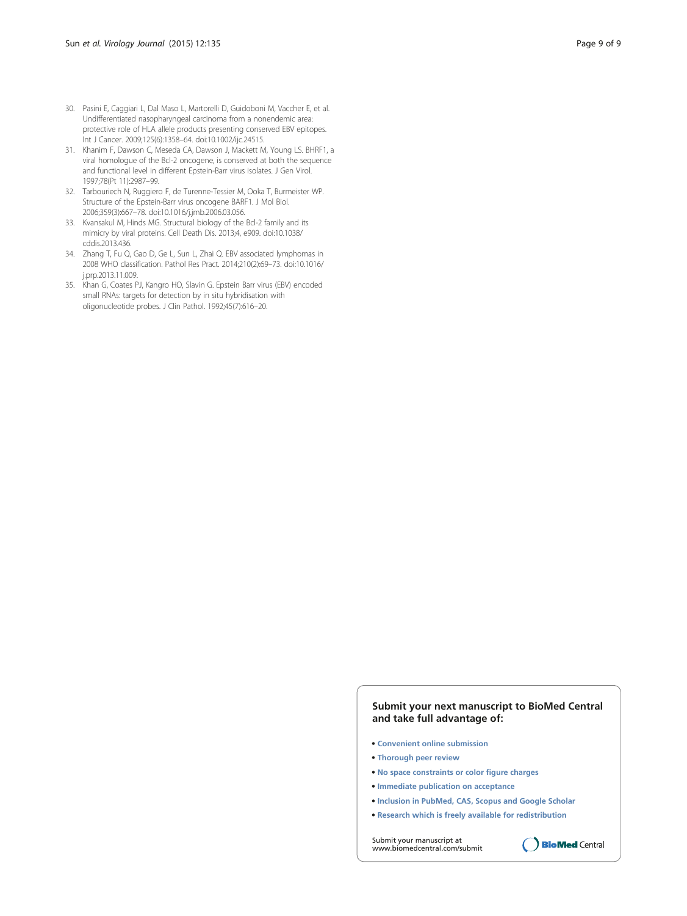30. Pasini E, Caggiari L, Dal Maso L, Martorelli D, Guidoboni M, Vaccher E, et al. Undifferentiated nasopharyngeal carcinoma from a nonendemic area: protective role of HLA allele products presenting conserved EBV epitopes. Int J Cancer. 2009;125(6):1358–64. doi:10.1002/ijc.24515.
31. Khanim F, Dawson C, Meseda CA, Dawson J, Mackett M, Young LS. BHRF1, a viral homologue of the Bcl-2 oncogene, is conserved at both the sequence and functional level in different Epstein-Barr virus isolates. J Gen Virol. 1997;78(Pt 11):2987–99.
32. Tarbouriech N, Ruggiero F, de Turenne-Tessier M, Ooka T, Burmeister WP. Structure of the Epstein-Barr virus oncogene BARF1. J Mol Biol. 2006;359(3):667–78. doi:10.1016/j.jmb.2006.03.056.
33. Kvansakul M, Hinds MG. Structural biology of the Bcl-2 family and its mimicry by viral proteins. Cell Death Dis. 2013;4, e909. doi:10.1038/cddis.2013.436.
34. Zhang T, Fu Q, Gao D, Ge L, Sun L, Zhai Q. EBV associated lymphomas in 2008 WHO classification. Pathol Res Pract. 2014;210(2):69–73. doi:10.1016/j.prp.2013.11.009.
35. Khan G, Coates PJ, Kangro HO, Slavin G. Epstein Barr virus (EBV) encoded small RNAs: targets for detection by in situ hybridisation with oligonucleotide probes. J Clin Pathol. 1992;45(7):616–20.

**Submit your next manuscript to BioMed Central and take full advantage of:**

- **Convenient online submission**
- **Thorough peer review**
- **No space constraints or color figure charges**
- **Immediate publication on acceptance**
- **Inclusion in PubMed, CAS, Scopus and Google Scholar**
- **Research which is freely available for redistribution**

Submit your manuscript at
www.biomedcentral.com/submit

BioMed Central